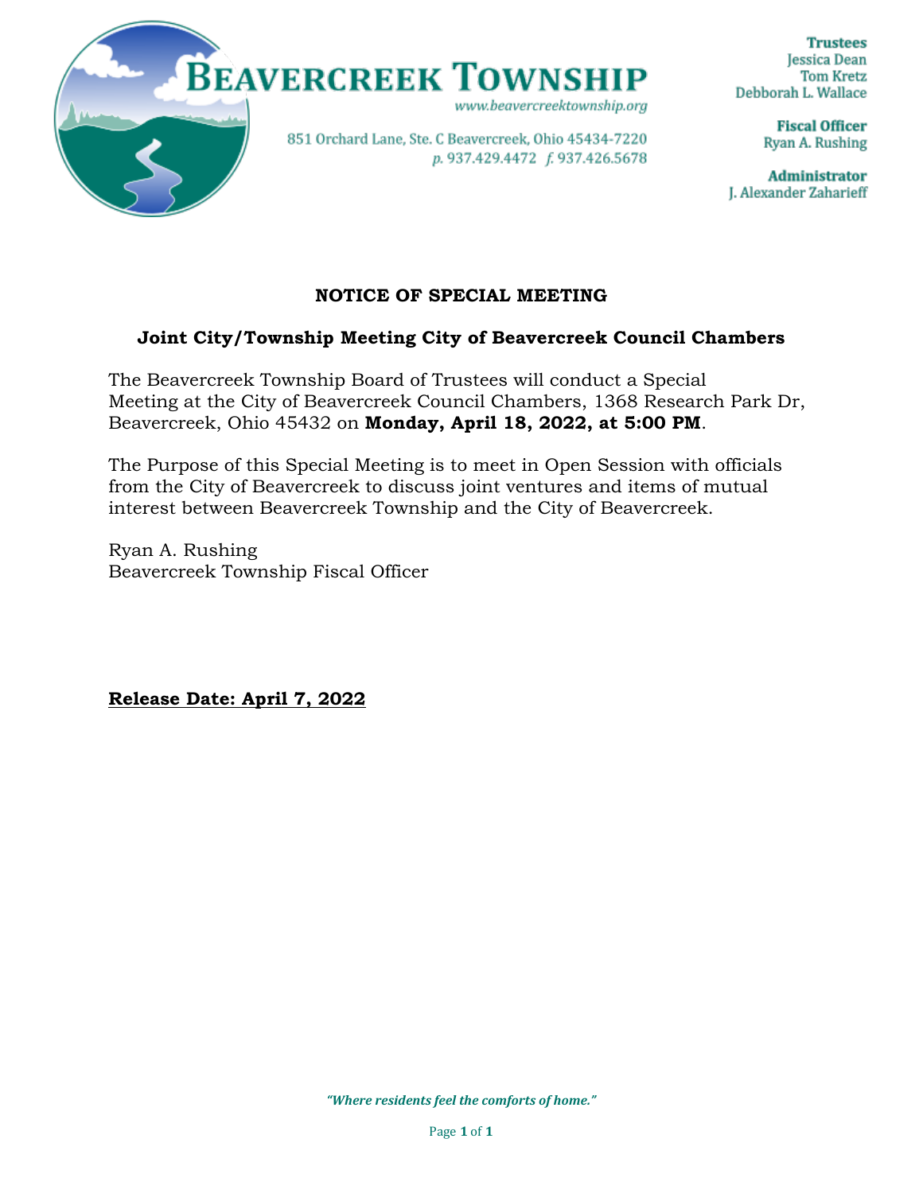# BEAVERCREEK TOWNSHIP

www.beavercreektownship.org

851 Orchard Lane, Ste. C Beavercreek, Ohio 45434-7220
*p.* 937.429.4472 *f.* 937.426.5678

**Trustees**
Jessica Dean
Tom Kretz
Debborah L. Wallace

**Fiscal Officer**
Ryan A. Rushing

**Administrator**
J. Alexander Zaharieff

## NOTICE OF SPECIAL MEETING

### Joint City/Township Meeting City of Beavercreek Council Chambers

The Beavercreek Township Board of Trustees will conduct a Special Meeting at the City of Beavercreek Council Chambers, 1368 Research Park Dr, Beavercreek, Ohio 45432 on **Monday, April 18, 2022, at 5:00 PM**.

The Purpose of this Special Meeting is to meet in Open Session with officials from the City of Beavercreek to discuss joint ventures and items of mutual interest between Beavercreek Township and the City of Beavercreek.

Ryan A. Rushing
Beavercreek Township Fiscal Officer

**Release Date: April 7, 2022**

*"Where residents feel the comforts of home."*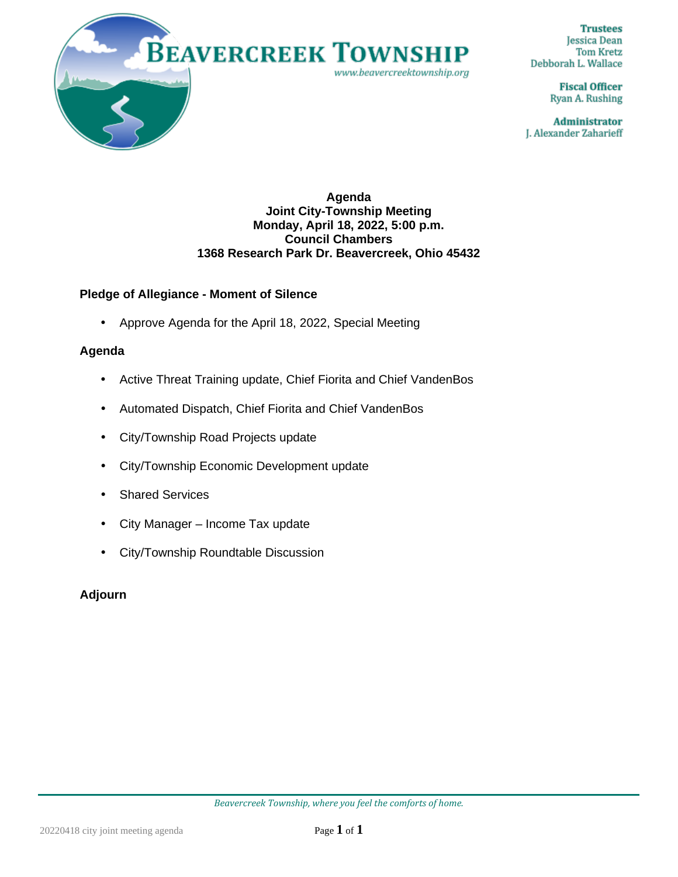# BEAVERCREEK TOWNSHIP

*www.beavercreektownship.org*

**Trustees**
Jessica Dean
Tom Kretz
Debborah L. Wallace

**Fiscal Officer**
Ryan A. Rushing

**Administrator**
J. Alexander Zaharieff

**Agenda**
**Joint City-Township Meeting**
**Monday, April 18, 2022, 5:00 p.m.**
**Council Chambers**
**1368 Research Park Dr. Beavercreek, Ohio 45432**

### Pledge of Allegiance - Moment of Silence

- Approve Agenda for the April 18, 2022, Special Meeting

### Agenda

- Active Threat Training update, Chief Fiorita and Chief VandenBos
- Automated Dispatch, Chief Fiorita and Chief VandenBos
- City/Township Road Projects update
- City/Township Economic Development update
- Shared Services
- City Manager – Income Tax update
- City/Township Roundtable Discussion

### Adjourn

*Beavercreek Township, where you feel the comforts of home.*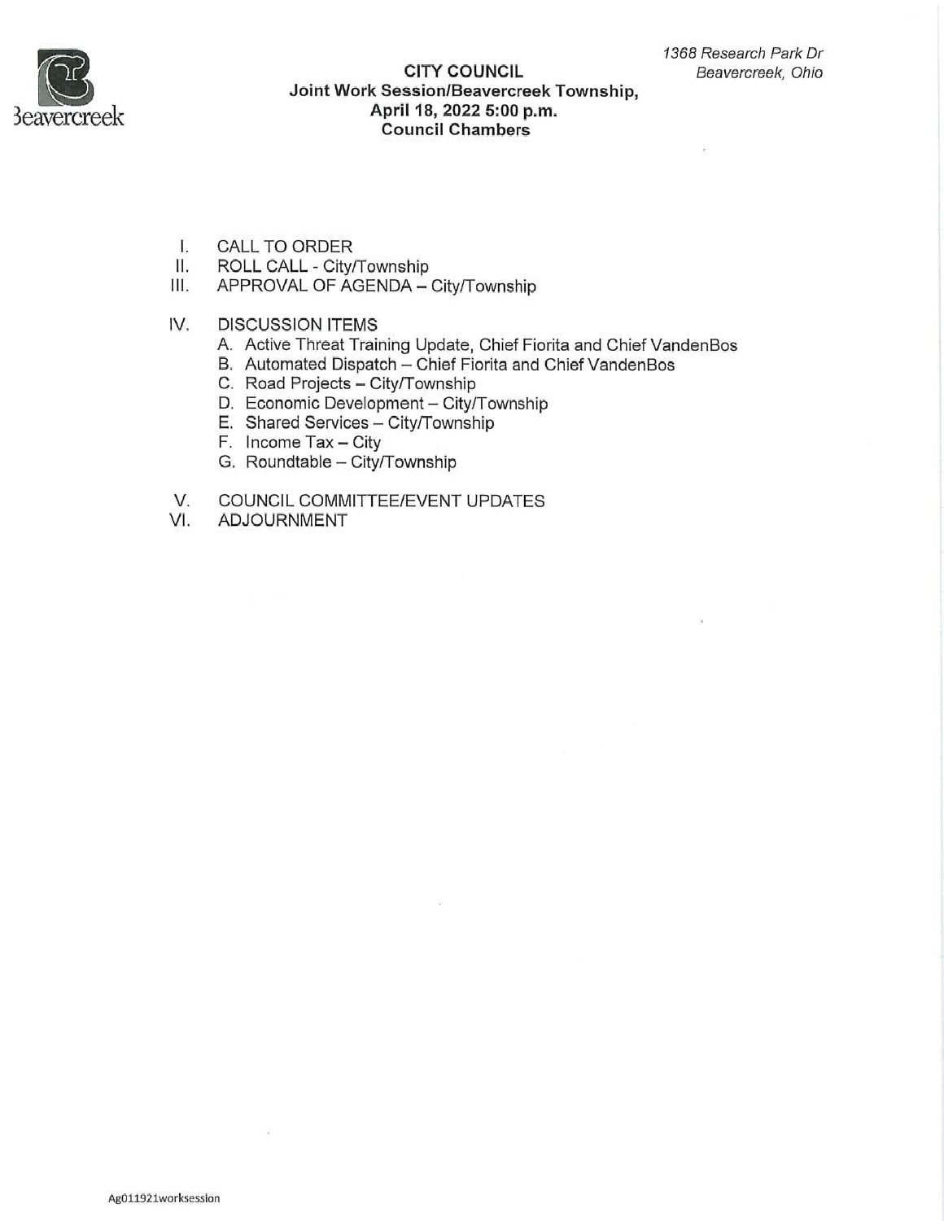Beavercreek

1368 Research Park Dr
Beavercreek, Ohio

**CITY COUNCIL**
**Joint Work Session/Beavercreek Township,**
**April 18, 2022 5:00 p.m.**
**Council Chambers**

I. CALL TO ORDER
II. ROLL CALL - City/Township
III. APPROVAL OF AGENDA – City/Township

IV. DISCUSSION ITEMS
   A. Active Threat Training Update, Chief Fiorita and Chief VandenBos
   B. Automated Dispatch – Chief Fiorita and Chief VandenBos
   C. Road Projects – City/Township
   D. Economic Development – City/Township
   E. Shared Services – City/Township
   F. Income Tax – City
   G. Roundtable – City/Township

V. COUNCIL COMMITTEE/EVENT UPDATES
VI. ADJOURNMENT

Ag011921worksession